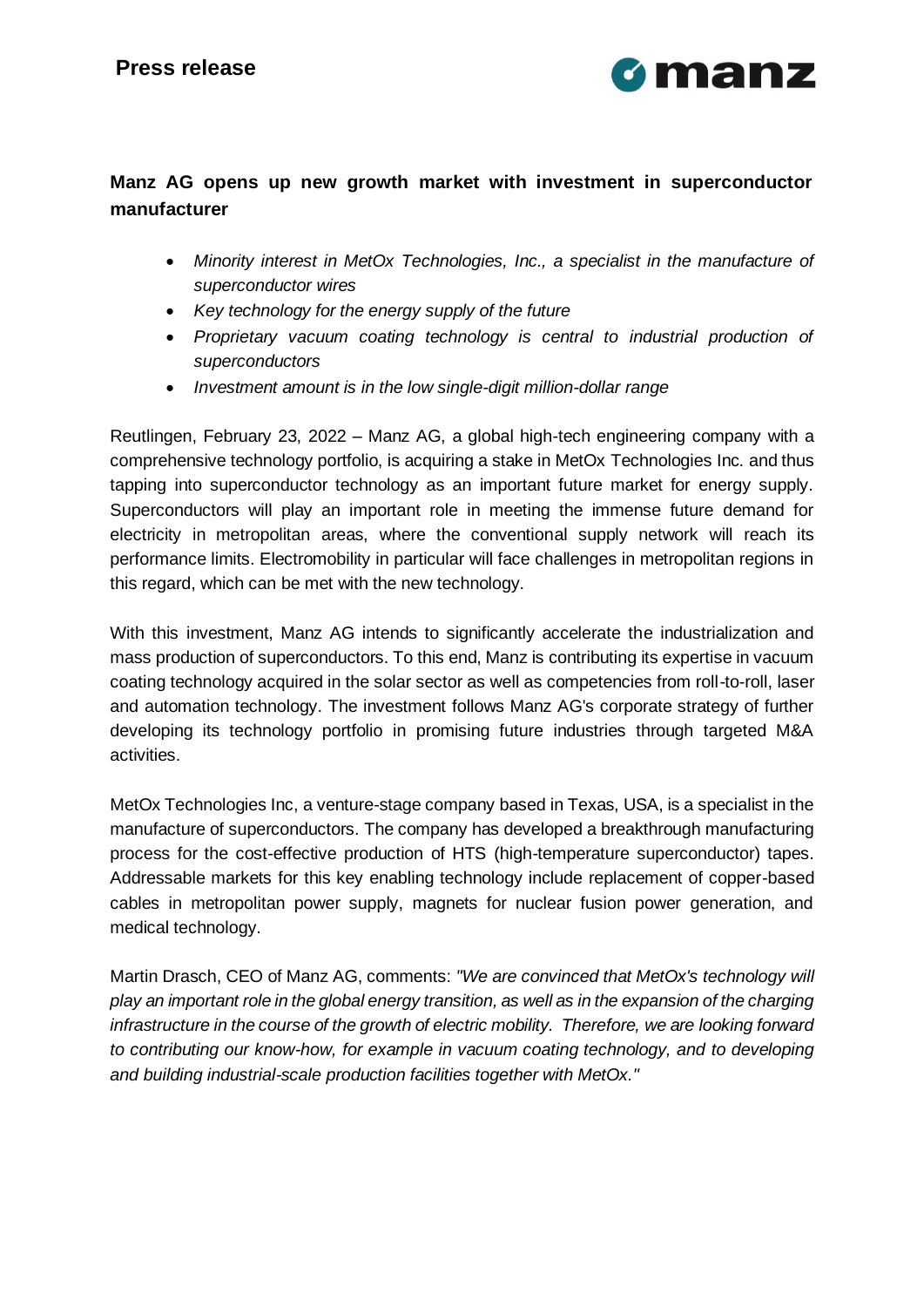**Press release**

# Manz AG opens up new growth market with investment in superconductor manufacturer

- *Minority interest in MetOx Technologies, Inc., a specialist in the manufacture of superconductor wires*
- *Key technology for the energy supply of the future*
- *Proprietary vacuum coating technology is central to industrial production of superconductors*
- *Investment amount is in the low single-digit million-dollar range*

Reutlingen, February 23, 2022 – Manz AG, a global high-tech engineering company with a comprehensive technology portfolio, is acquiring a stake in MetOx Technologies Inc. and thus tapping into superconductor technology as an important future market for energy supply. Superconductors will play an important role in meeting the immense future demand for electricity in metropolitan areas, where the conventional supply network will reach its performance limits. Electromobility in particular will face challenges in metropolitan regions in this regard, which can be met with the new technology.

With this investment, Manz AG intends to significantly accelerate the industrialization and mass production of superconductors. To this end, Manz is contributing its expertise in vacuum coating technology acquired in the solar sector as well as competencies from roll-to-roll, laser and automation technology. The investment follows Manz AG's corporate strategy of further developing its technology portfolio in promising future industries through targeted M&A activities.

MetOx Technologies Inc, a venture-stage company based in Texas, USA, is a specialist in the manufacture of superconductors. The company has developed a breakthrough manufacturing process for the cost-effective production of HTS (high-temperature superconductor) tapes. Addressable markets for this key enabling technology include replacement of copper-based cables in metropolitan power supply, magnets for nuclear fusion power generation, and medical technology.

Martin Drasch, CEO of Manz AG, comments: *"We are convinced that MetOx's technology will play an important role in the global energy transition, as well as in the expansion of the charging infrastructure in the course of the growth of electric mobility. Therefore, we are looking forward to contributing our know-how, for example in vacuum coating technology, and to developing and building industrial-scale production facilities together with MetOx."*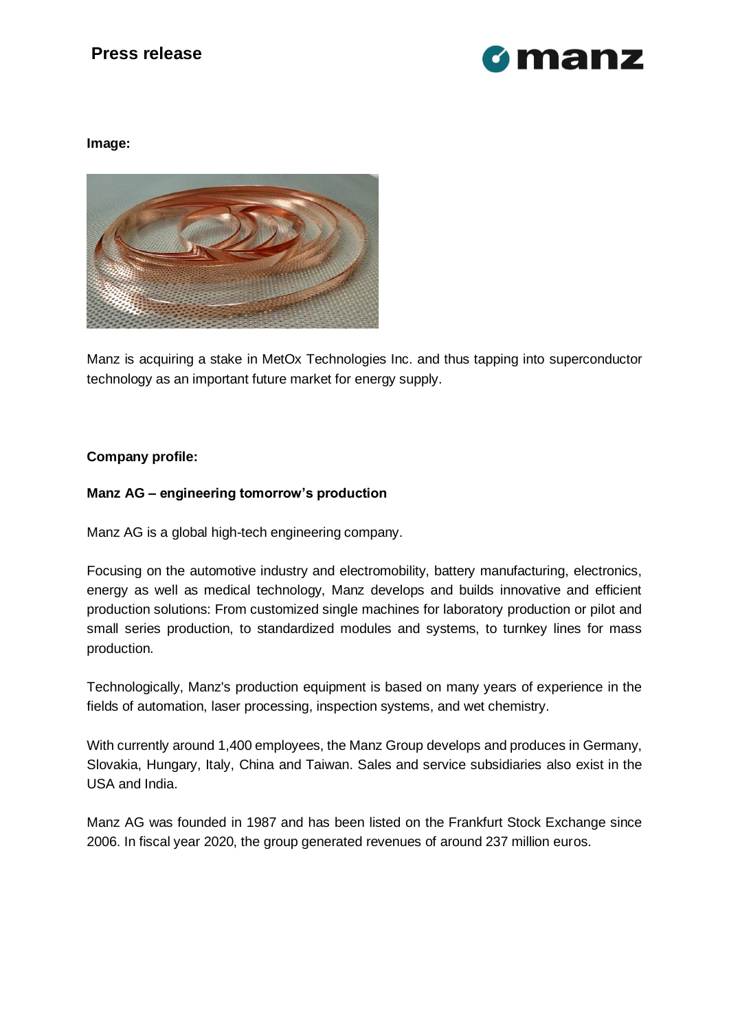**Image:**

Manz is acquiring a stake in MetOx Technologies Inc. and thus tapping into superconductor technology as an important future market for energy supply.

**Company profile:**

**Manz AG – engineering tomorrow's production**

Manz AG is a global high-tech engineering company.

Focusing on the automotive industry and electromobility, battery manufacturing, electronics, energy as well as medical technology, Manz develops and builds innovative and efficient production solutions: From customized single machines for laboratory production or pilot and small series production, to standardized modules and systems, to turnkey lines for mass production.

Technologically, Manz's production equipment is based on many years of experience in the fields of automation, laser processing, inspection systems, and wet chemistry.

With currently around 1,400 employees, the Manz Group develops and produces in Germany, Slovakia, Hungary, Italy, China and Taiwan. Sales and service subsidiaries also exist in the USA and India.

Manz AG was founded in 1987 and has been listed on the Frankfurt Stock Exchange since 2006. In fiscal year 2020, the group generated revenues of around 237 million euros.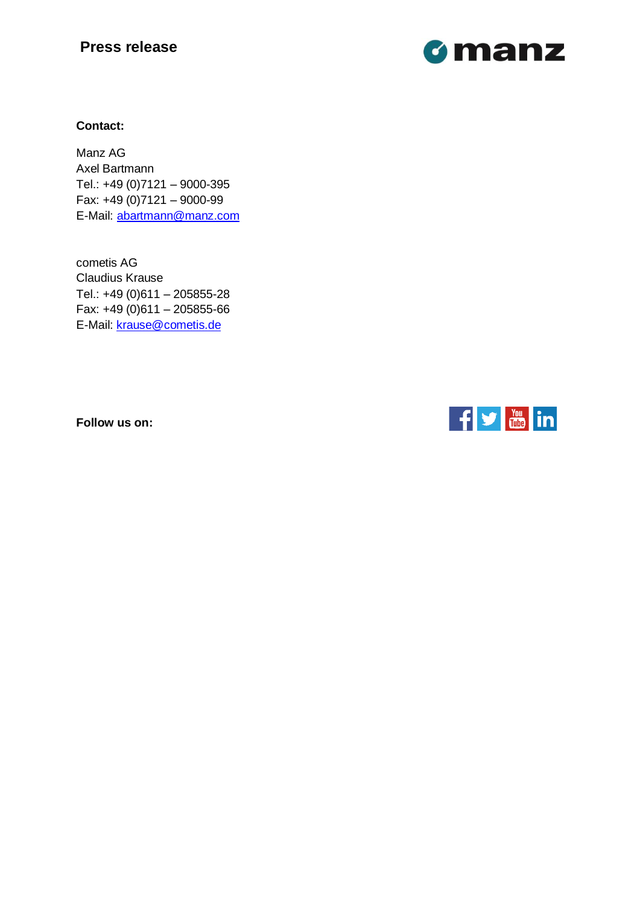**Contact:**

Manz AG
Axel Bartmann
Tel.: +49 (0)7121 – 9000-395
Fax: +49 (0)7121 – 9000-99
E-Mail: abartmann@manz.com

cometis AG
Claudius Krause
Tel.: +49 (0)611 – 205855-28
Fax: +49 (0)611 – 205855-66
E-Mail: krause@cometis.de

**Follow us on:**